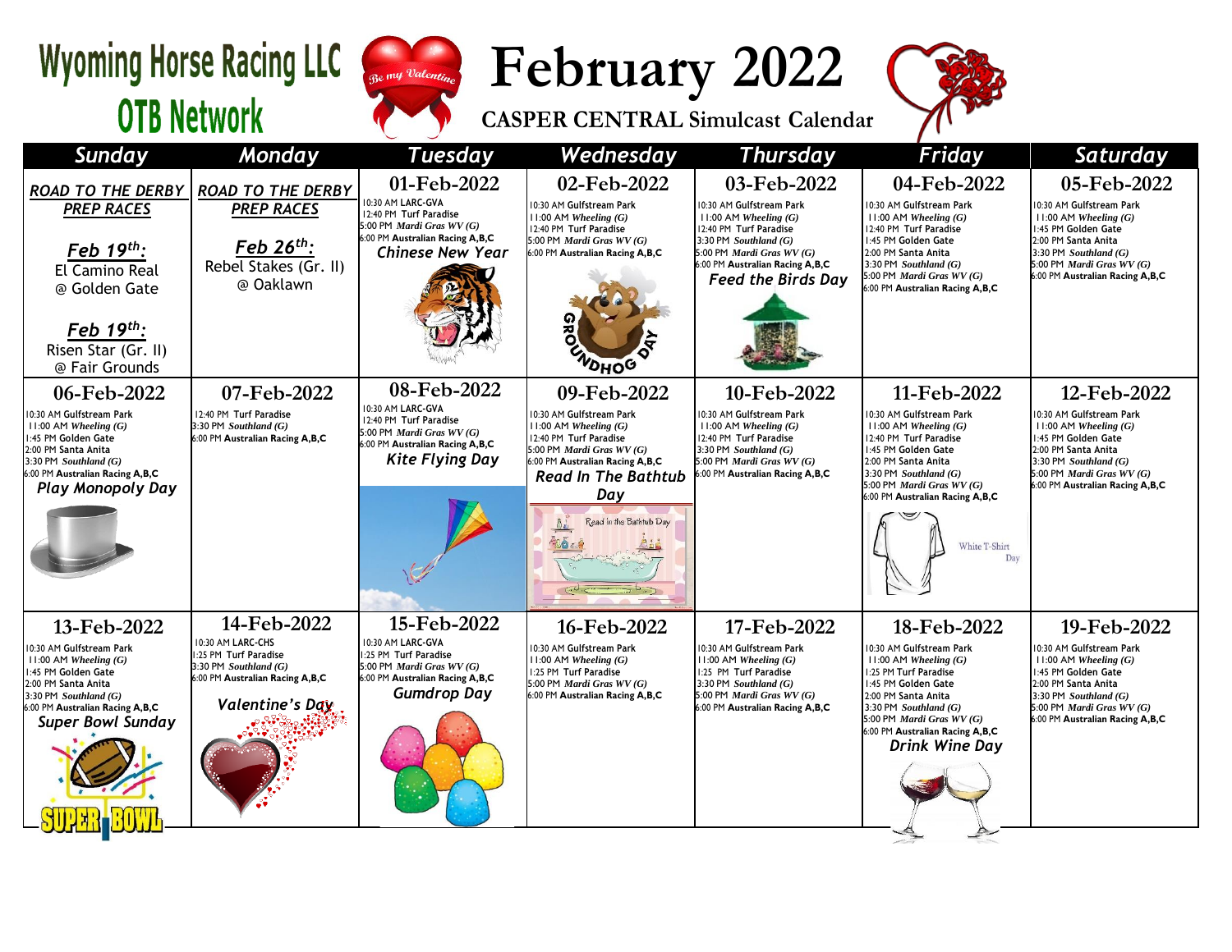# Wyoming Horse Racing LLC OTB Network

# February 2022

## CASPER CENTRAL Simulcast Calendar

| Sunday | Monday | Tuesday | Wednesday | Thursday | Friday | Saturday |
|---|---|---|---|---|---|---|
| ***ROAD TO THE DERBY PREP RACES*** <br> ***Feb 19th:*** El Camino Real @ Golden Gate <br> ***Feb 19th:*** Risen Star (Gr. II) @ Fair Grounds | ***ROAD TO THE DERBY PREP RACES*** <br> ***Feb 26th:*** Rebel Stakes (Gr. II) @ Oaklawn | **01-Feb-2022** <br> 10:30 AM LARC-GVA <br> 12:40 PM Turf Paradise <br> 5:00 PM *Mardi Gras WV (G)* <br> 6:00 PM Australian Racing A,B,C <br> ***Chinese New Year*** | **02-Feb-2022** <br> 10:30 AM Gulfstream Park <br> 11:00 AM *Wheeling (G)* <br> 12:40 PM Turf Paradise <br> 5:00 PM *Mardi Gras WV (G)* <br> 6:00 PM Australian Racing A,B,C <br> Groundhog Day | **03-Feb-2022** <br> 10:30 AM Gulfstream Park <br> 11:00 AM *Wheeling (G)* <br> 12:40 PM Turf Paradise <br> 3:30 PM *Southland (G)* <br> 5:00 PM *Mardi Gras WV (G)* <br> 6:00 PM Australian Racing A,B,C <br> ***Feed the Birds Day*** | **04-Feb-2022** <br> 10:30 AM Gulfstream Park <br> 11:00 AM *Wheeling (G)* <br> 12:40 PM Turf Paradise <br> 1:45 PM Golden Gate <br> 2:00 PM Santa Anita <br> 3:30 PM *Southland (G)* <br> 5:00 PM *Mardi Gras WV (G)* <br> 6:00 PM Australian Racing A,B,C | **05-Feb-2022** <br> 10:30 AM Gulfstream Park <br> 11:00 AM *Wheeling (G)* <br> 1:45 PM Golden Gate <br> 2:00 PM Santa Anita <br> 3:30 PM *Southland (G)* <br> 5:00 PM *Mardi Gras WV (G)* <br> 6:00 PM Australian Racing A,B,C |
| **06-Feb-2022** <br> 10:30 AM Gulfstream Park <br> 11:00 AM *Wheeling (G)* <br> 1:45 PM Golden Gate <br> 2:00 PM Santa Anita <br> 3:30 PM *Southland (G)* <br> 6:00 PM Australian Racing A,B,C <br> ***Play Monopoly Day*** | **07-Feb-2022** <br> 12:40 PM Turf Paradise <br> 3:30 PM *Southland (G)* <br> 6:00 PM Australian Racing A,B,C | **08-Feb-2022** <br> 10:30 AM LARC-GVA <br> 12:40 PM Turf Paradise <br> 5:00 PM *Mardi Gras WV (G)* <br> 6:00 PM Australian Racing A,B,C <br> ***Kite Flying Day*** | **09-Feb-2022** <br> 10:30 AM Gulfstream Park <br> 11:00 AM *Wheeling (G)* <br> 12:40 PM Turf Paradise <br> 5:00 PM *Mardi Gras WV (G)* <br> 6:00 PM Australian Racing A,B,C <br> ***Read In The Bathtub Day*** | **10-Feb-2022** <br> 10:30 AM Gulfstream Park <br> 11:00 AM *Wheeling (G)* <br> 12:40 PM Turf Paradise <br> 3:30 PM *Southland (G)* <br> 5:00 PM *Mardi Gras WV (G)* <br> 6:00 PM Australian Racing A,B,C | **11-Feb-2022** <br> 10:30 AM Gulfstream Park <br> 11:00 AM *Wheeling (G)* <br> 12:40 PM Turf Paradise <br> 1:45 PM Golden Gate <br> 2:00 PM Santa Anita <br> 3:30 PM *Southland (G)* <br> 5:00 PM *Mardi Gras WV (G)* <br> 6:00 PM Australian Racing A,B,C <br> White T-Shirt Day | **12-Feb-2022** <br> 10:30 AM Gulfstream Park <br> 11:00 AM *Wheeling (G)* <br> 1:45 PM Golden Gate <br> 2:00 PM Santa Anita <br> 3:30 PM *Southland (G)* <br> 5:00 PM *Mardi Gras WV (G)* <br> 6:00 PM Australian Racing A,B,C |
| **13-Feb-2022** <br> 10:30 AM Gulfstream Park <br> 11:00 AM *Wheeling (G)* <br> 1:45 PM Golden Gate <br> 2:00 PM Santa Anita <br> 3:30 PM *Southland (G)* <br> 6:00 PM Australian Racing A,B,C <br> ***Super Bowl Sunday*** | **14-Feb-2022** <br> 10:30 AM LARC-CHS <br> 1:25 PM Turf Paradise <br> 3:30 PM *Southland (G)* <br> 6:00 PM Australian Racing A,B,C <br> ***Valentine's Day*** | **15-Feb-2022** <br> 10:30 AM LARC-GVA <br> 1:25 PM Turf Paradise <br> 5:00 PM *Mardi Gras WV (G)* <br> 6:00 PM Australian Racing A,B,C <br> ***Gumdrop Day*** | **16-Feb-2022** <br> 10:30 AM Gulfstream Park <br> 11:00 AM *Wheeling (G)* <br> 1:25 PM Turf Paradise <br> 5:00 PM *Mardi Gras WV (G)* <br> 6:00 PM Australian Racing A,B,C | **17-Feb-2022** <br> 10:30 AM Gulfstream Park <br> 11:00 AM *Wheeling (G)* <br> 1:25 PM Turf Paradise <br> 3:30 PM *Southland (G)* <br> 5:00 PM *Mardi Gras WV (G)* <br> 6:00 PM Australian Racing A,B,C | **18-Feb-2022** <br> 10:30 AM Gulfstream Park <br> 11:00 AM *Wheeling (G)* <br> 1:25 PM Turf Paradise <br> 1:45 PM Golden Gate <br> 2:00 PM Santa Anita <br> 3:30 PM *Southland (G)* <br> 5:00 PM *Mardi Gras WV (G)* <br> 6:00 PM Australian Racing A,B,C <br> ***Drink Wine Day*** | **19-Feb-2022** <br> 10:30 AM Gulfstream Park <br> 11:00 AM *Wheeling (G)* <br> 1:45 PM Golden Gate <br> 2:00 PM Santa Anita <br> 3:30 PM *Southland (G)* <br> 5:00 PM *Mardi Gras WV (G)* <br> 6:00 PM Australian Racing A,B,C |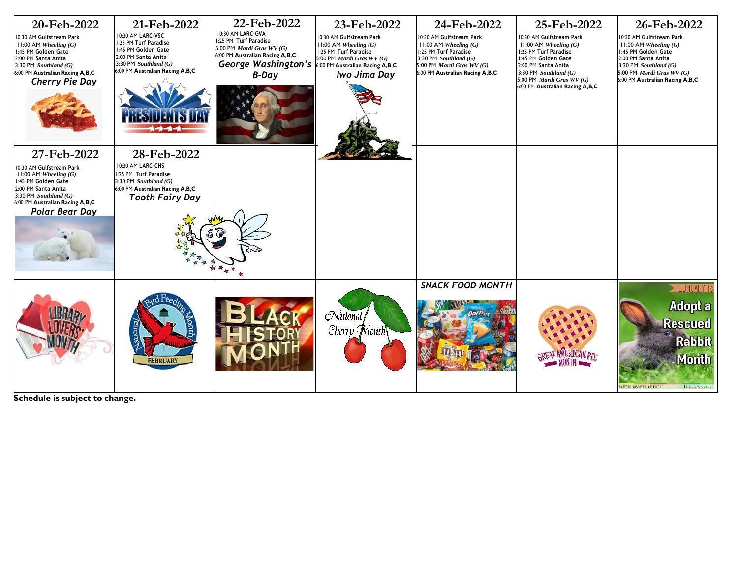| 20-Feb-2022 | 21-Feb-2022 | 22-Feb-2022 | 23-Feb-2022 | 24-Feb-2022 | 25-Feb-2022 | 26-Feb-2022 |
|---|---|---|---|---|---|---|
| 10:30 AM Gulfstream Park<br>11:00 AM *Wheeling (G)*<br>1:45 PM Golden Gate<br>2:00 PM Santa Anita<br>3:30 PM *Southland (G)*<br>6:00 PM **Australian Racing A,B,C**<br>***Cherry Pie Day*** | 10:30 AM LARC-VSC<br>1:25 PM Turf Paradise<br>1:45 PM Golden Gate<br>2:00 PM Santa Anita<br>3:30 PM *Southland (G)*<br>6:00 PM **Australian Racing A,B,C**<br>PRESIDENTS DAY | 10:30 AM LARC-GVA<br>1:25 PM Turf Paradise<br>5:00 PM *Mardi Gras WV (G)*<br>6:00 PM **Australian Racing A,B,C**<br>***George Washington's B-Day*** | 10:30 AM Gulfstream Park<br>11:00 AM *Wheeling (G)*<br>1:25 PM Turf Paradise<br>5:00 PM *Mardi Gras WV (G)*<br>6:00 PM **Australian Racing A,B,C**<br>***Iwo Jima Day*** | 10:30 AM Gulfstream Park<br>11:00 AM *Wheeling (G)*<br>1:25 PM Turf Paradise<br>3:30 PM *Southland (G)*<br>5:00 PM *Mardi Gras WV (G)*<br>6:00 PM **Australian Racing A,B,C** | 10:30 AM Gulfstream Park<br>11:00 AM *Wheeling (G)*<br>1:25 PM Turf Paradise<br>1:45 PM Golden Gate<br>2:00 PM Santa Anita<br>3:30 PM *Southland (G)*<br>5:00 PM *Mardi Gras WV (G)*<br>6:00 PM **Australian Racing A,B,C** | 10:30 AM Gulfstream Park<br>11:00 AM *Wheeling (G)*<br>1:45 PM Golden Gate<br>2:00 PM Santa Anita<br>3:30 PM *Southland (G)*<br>5:00 PM *Mardi Gras WV (G)*<br>6:00 PM **Australian Racing A,B,C** |
| **27-Feb-2022** | **28-Feb-2022** | | | | | |
| 10:30 AM Gulfstream Park<br>11:00 AM *Wheeling (G)*<br>1:45 PM Golden Gate<br>2:00 PM Santa Anita<br>3:30 PM *Southland (G)*<br>6:00 PM **Australian Racing A,B,C**<br>***Polar Bear Day*** | 10:30 AM LARC-CHS<br>1:25 PM Turf Paradise<br>3:30 PM *Southland (G)*<br>6:00 PM **Australian Racing A,B,C**<br>***Tooth Fairy Day*** | | | | | |
| LIBRARY LOVERS' MONTH | National Bird Feeding Month FEBRUARY | BLACK HISTORY MONTH | National Cherry Month | ***SNACK FOOD MONTH*** | GREAT AMERICAN PIE MONTH | FEBRUARY IS Adopt a Rescued Rabbit Month |

**Schedule is subject to change.**